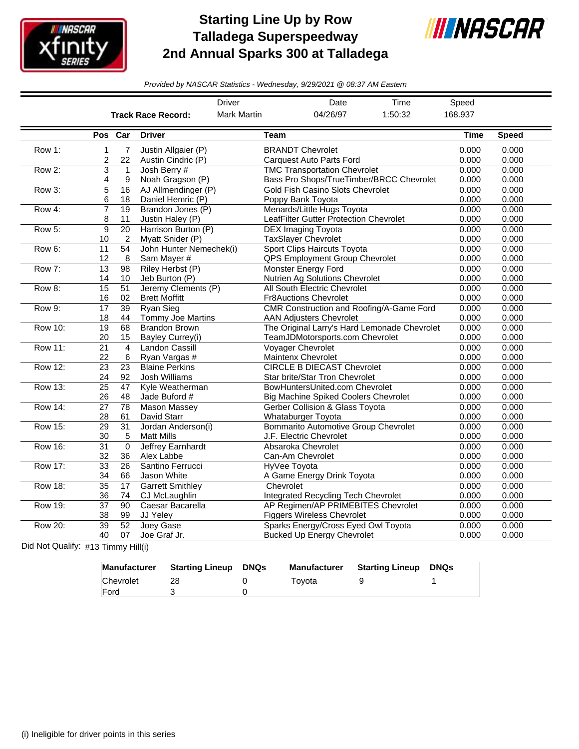# Starting Line Up by Row
## Talladega Superspeedway
## 2nd Annual Sparks 300 at Talladega

*Provided by NASCAR Statistics - Wednesday, 9/29/2021 @ 08:37 AM Eastern*

| | Driver | Date | Time | Speed |
|---|---|---|---|---|
| **Track Race Record:** | Mark Martin | 04/26/97 | 1:50:32 | 168.937 |

| | Pos | Car | Driver | Team | Time | Speed |
|---|---|---|---|---|---|---|
| Row 1: | 1 | 7 | Justin Allgaier (P) | BRANDT Chevrolet | 0.000 | 0.000 |
| | 2 | 22 | Austin Cindric (P) | Carquest Auto Parts Ford | 0.000 | 0.000 |
| Row 2: | 3 | 1 | Josh Berry # | TMC Transportation Chevrolet | 0.000 | 0.000 |
| | 4 | 9 | Noah Gragson (P) | Bass Pro Shops/TrueTimber/BRCC Chevrolet | 0.000 | 0.000 |
| Row 3: | 5 | 16 | AJ Allmendinger (P) | Gold Fish Casino Slots Chevrolet | 0.000 | 0.000 |
| | 6 | 18 | Daniel Hemric (P) | Poppy Bank Toyota | 0.000 | 0.000 |
| Row 4: | 7 | 19 | Brandon Jones (P) | Menards/Little Hugs Toyota | 0.000 | 0.000 |
| | 8 | 11 | Justin Haley (P) | LeafFilter Gutter Protection Chevrolet | 0.000 | 0.000 |
| Row 5: | 9 | 20 | Harrison Burton (P) | DEX Imaging Toyota | 0.000 | 0.000 |
| | 10 | 2 | Myatt Snider (P) | TaxSlayer Chevrolet | 0.000 | 0.000 |
| Row 6: | 11 | 54 | John Hunter Nemechek(i) | Sport Clips Haircuts Toyota | 0.000 | 0.000 |
| | 12 | 8 | Sam Mayer # | QPS Employment Group Chevrolet | 0.000 | 0.000 |
| Row 7: | 13 | 98 | Riley Herbst (P) | Monster Energy Ford | 0.000 | 0.000 |
| | 14 | 10 | Jeb Burton (P) | Nutrien Ag Solutions Chevrolet | 0.000 | 0.000 |
| Row 8: | 15 | 51 | Jeremy Clements (P) | All South Electric Chevrolet | 0.000 | 0.000 |
| | 16 | 02 | Brett Moffitt | Fr8Auctions Chevrolet | 0.000 | 0.000 |
| Row 9: | 17 | 39 | Ryan Sieg | CMR Construction and Roofing/A-Game Ford | 0.000 | 0.000 |
| | 18 | 44 | Tommy Joe Martins | AAN Adjusters Chevrolet | 0.000 | 0.000 |
| Row 10: | 19 | 68 | Brandon Brown | The Original Larry's Hard Lemonade Chevrolet | 0.000 | 0.000 |
| | 20 | 15 | Bayley Currey(i) | TeamJDMotorsports.com Chevrolet | 0.000 | 0.000 |
| Row 11: | 21 | 4 | Landon Cassill | Voyager Chevrolet | 0.000 | 0.000 |
| | 22 | 6 | Ryan Vargas # | Maintenx Chevrolet | 0.000 | 0.000 |
| Row 12: | 23 | 23 | Blaine Perkins | CIRCLE B DIECAST Chevrolet | 0.000 | 0.000 |
| | 24 | 92 | Josh Williams | Star brite/Star Tron Chevrolet | 0.000 | 0.000 |
| Row 13: | 25 | 47 | Kyle Weatherman | BowHuntersUnited.com Chevrolet | 0.000 | 0.000 |
| | 26 | 48 | Jade Buford # | Big Machine Spiked Coolers Chevrolet | 0.000 | 0.000 |
| Row 14: | 27 | 78 | Mason Massey | Gerber Collision & Glass Toyota | 0.000 | 0.000 |
| | 28 | 61 | David Starr | Whataburger Toyota | 0.000 | 0.000 |
| Row 15: | 29 | 31 | Jordan Anderson(i) | Bommarito Automotive Group Chevrolet | 0.000 | 0.000 |
| | 30 | 5 | Matt Mills | J.F. Electric Chevrolet | 0.000 | 0.000 |
| Row 16: | 31 | 0 | Jeffrey Earnhardt | Absaroka Chevrolet | 0.000 | 0.000 |
| | 32 | 36 | Alex Labbe | Can-Am Chevrolet | 0.000 | 0.000 |
| Row 17: | 33 | 26 | Santino Ferrucci | HyVee Toyota | 0.000 | 0.000 |
| | 34 | 66 | Jason White | A Game Energy Drink Toyota | 0.000 | 0.000 |
| Row 18: | 35 | 17 | Garrett Smithley | Chevrolet | 0.000 | 0.000 |
| | 36 | 74 | CJ McLaughlin | Integrated Recycling Tech Chevrolet | 0.000 | 0.000 |
| Row 19: | 37 | 90 | Caesar Bacarella | AP Regimen/AP PRIMEBITES Chevrolet | 0.000 | 0.000 |
| | 38 | 99 | JJ Yeley | Figgers Wireless Chevrolet | 0.000 | 0.000 |
| Row 20: | 39 | 52 | Joey Gase | Sparks Energy/Cross Eyed Owl Toyota | 0.000 | 0.000 |
| | 40 | 07 | Joe Graf Jr. | Bucked Up Energy Chevrolet | 0.000 | 0.000 |

Did Not Qualify: #13 Timmy Hill(i)

| Manufacturer | Starting Lineup | DNQs | Manufacturer | Starting Lineup | DNQs |
|---|---|---|---|---|---|
| Chevrolet | 28 | 0 | Toyota | 9 | 1 |
| Ford | 3 | 0 | | | |

(i) Ineligible for driver points in this series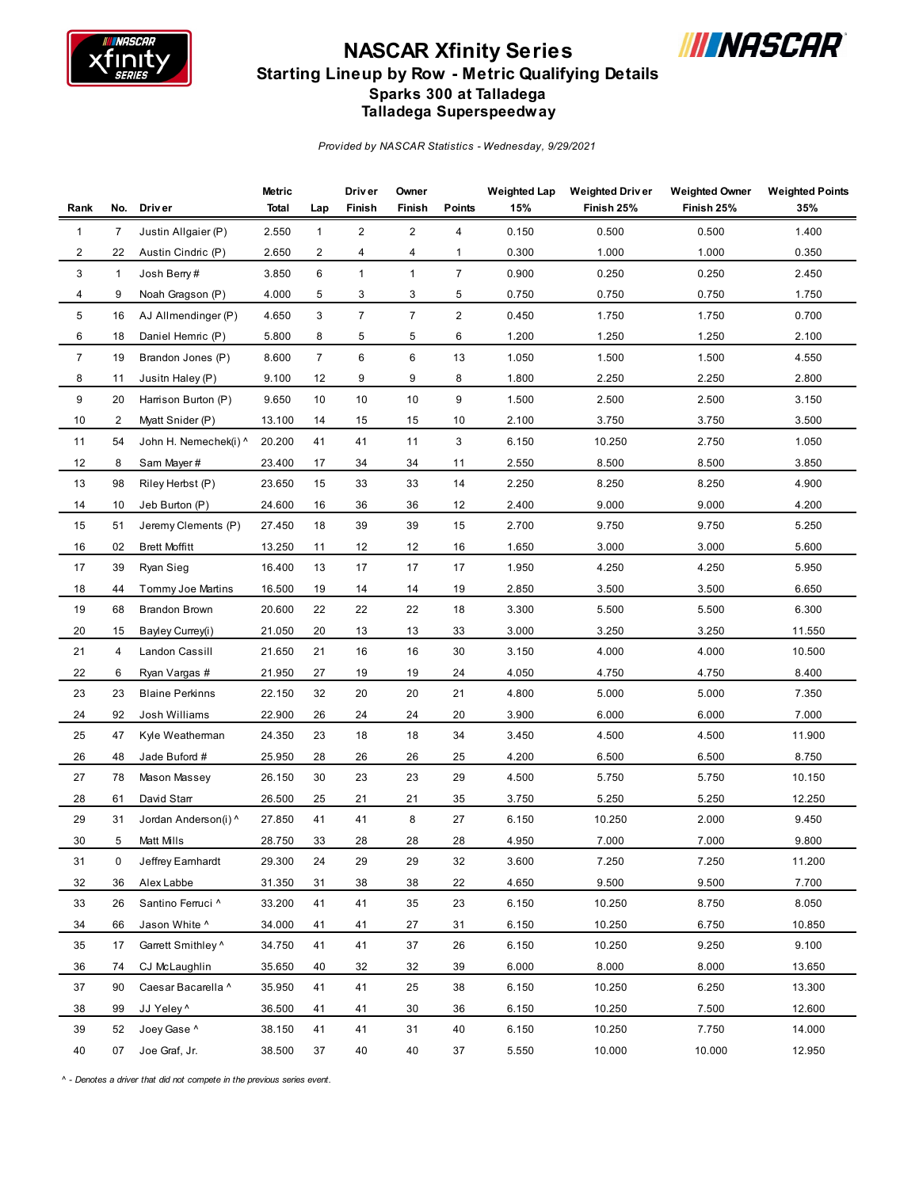# NASCAR Xfinity Series

## Starting Lineup by Row - Metric Qualifying Details

### Sparks 300 at Talladega

### Talladega Superspeedway

*Provided by NASCAR Statistics - Wednesday, 9/29/2021*

| Rank | No. | Driver | Metric Total | Lap | Driver Finish | Owner Finish | Points | Weighted Lap 15% | Weighted Driver Finish 25% | Weighted Owner Finish 25% | Weighted Points 35% |
|---|---|---|---|---|---|---|---|---|---|---|---|
| 1 | 7 | Justin Allgaier (P) | 2.550 | 1 | 2 | 2 | 4 | 0.150 | 0.500 | 0.500 | 1.400 |
| 2 | 22 | Austin Cindric (P) | 2.650 | 2 | 4 | 4 | 1 | 0.300 | 1.000 | 1.000 | 0.350 |
| 3 | 1 | Josh Berry # | 3.850 | 6 | 1 | 1 | 7 | 0.900 | 0.250 | 0.250 | 2.450 |
| 4 | 9 | Noah Gragson (P) | 4.000 | 5 | 3 | 3 | 5 | 0.750 | 0.750 | 0.750 | 1.750 |
| 5 | 16 | AJ Allmendinger (P) | 4.650 | 3 | 7 | 7 | 2 | 0.450 | 1.750 | 1.750 | 0.700 |
| 6 | 18 | Daniel Hemric (P) | 5.800 | 8 | 5 | 5 | 6 | 1.200 | 1.250 | 1.250 | 2.100 |
| 7 | 19 | Brandon Jones (P) | 8.600 | 7 | 6 | 6 | 13 | 1.050 | 1.500 | 1.500 | 4.550 |
| 8 | 11 | Jusitn Haley (P) | 9.100 | 12 | 9 | 9 | 8 | 1.800 | 2.250 | 2.250 | 2.800 |
| 9 | 20 | Harrison Burton (P) | 9.650 | 10 | 10 | 10 | 9 | 1.500 | 2.500 | 2.500 | 3.150 |
| 10 | 2 | Myatt Snider (P) | 13.100 | 14 | 15 | 15 | 10 | 2.100 | 3.750 | 3.750 | 3.500 |
| 11 | 54 | John H. Nemechek(i) ^ | 20.200 | 41 | 41 | 11 | 3 | 6.150 | 10.250 | 2.750 | 1.050 |
| 12 | 8 | Sam Mayer # | 23.400 | 17 | 34 | 34 | 11 | 2.550 | 8.500 | 8.500 | 3.850 |
| 13 | 98 | Riley Herbst (P) | 23.650 | 15 | 33 | 33 | 14 | 2.250 | 8.250 | 8.250 | 4.900 |
| 14 | 10 | Jeb Burton (P) | 24.600 | 16 | 36 | 36 | 12 | 2.400 | 9.000 | 9.000 | 4.200 |
| 15 | 51 | Jeremy Clements (P) | 27.450 | 18 | 39 | 39 | 15 | 2.700 | 9.750 | 9.750 | 5.250 |
| 16 | 02 | Brett Moffitt | 13.250 | 11 | 12 | 12 | 16 | 1.650 | 3.000 | 3.000 | 5.600 |
| 17 | 39 | Ryan Sieg | 16.400 | 13 | 17 | 17 | 17 | 1.950 | 4.250 | 4.250 | 5.950 |
| 18 | 44 | Tommy Joe Martins | 16.500 | 19 | 14 | 14 | 19 | 2.850 | 3.500 | 3.500 | 6.650 |
| 19 | 68 | Brandon Brown | 20.600 | 22 | 22 | 22 | 18 | 3.300 | 5.500 | 5.500 | 6.300 |
| 20 | 15 | Bayley Currey(i) | 21.050 | 20 | 13 | 13 | 33 | 3.000 | 3.250 | 3.250 | 11.550 |
| 21 | 4 | Landon Cassill | 21.650 | 21 | 16 | 16 | 30 | 3.150 | 4.000 | 4.000 | 10.500 |
| 22 | 6 | Ryan Vargas # | 21.950 | 27 | 19 | 19 | 24 | 4.050 | 4.750 | 4.750 | 8.400 |
| 23 | 23 | Blaine Perkinns | 22.150 | 32 | 20 | 20 | 21 | 4.800 | 5.000 | 5.000 | 7.350 |
| 24 | 92 | Josh Williams | 22.900 | 26 | 24 | 24 | 20 | 3.900 | 6.000 | 6.000 | 7.000 |
| 25 | 47 | Kyle Weatherman | 24.350 | 23 | 18 | 18 | 34 | 3.450 | 4.500 | 4.500 | 11.900 |
| 26 | 48 | Jade Buford # | 25.950 | 28 | 26 | 26 | 25 | 4.200 | 6.500 | 6.500 | 8.750 |
| 27 | 78 | Mason Massey | 26.150 | 30 | 23 | 23 | 29 | 4.500 | 5.750 | 5.750 | 10.150 |
| 28 | 61 | David Starr | 26.500 | 25 | 21 | 21 | 35 | 3.750 | 5.250 | 5.250 | 12.250 |
| 29 | 31 | Jordan Anderson(i) ^ | 27.850 | 41 | 41 | 8 | 27 | 6.150 | 10.250 | 2.000 | 9.450 |
| 30 | 5 | Matt Mills | 28.750 | 33 | 28 | 28 | 28 | 4.950 | 7.000 | 7.000 | 9.800 |
| 31 | 0 | Jeffrey Earnhardt | 29.300 | 24 | 29 | 29 | 32 | 3.600 | 7.250 | 7.250 | 11.200 |
| 32 | 36 | Alex Labbe | 31.350 | 31 | 38 | 38 | 22 | 4.650 | 9.500 | 9.500 | 7.700 |
| 33 | 26 | Santino Ferruci ^ | 33.200 | 41 | 41 | 35 | 23 | 6.150 | 10.250 | 8.750 | 8.050 |
| 34 | 66 | Jason White ^ | 34.000 | 41 | 41 | 27 | 31 | 6.150 | 10.250 | 6.750 | 10.850 |
| 35 | 17 | Garrett Smithley ^ | 34.750 | 41 | 41 | 37 | 26 | 6.150 | 10.250 | 9.250 | 9.100 |
| 36 | 74 | CJ McLaughlin | 35.650 | 40 | 32 | 32 | 39 | 6.000 | 8.000 | 8.000 | 13.650 |
| 37 | 90 | Caesar Bacarella ^ | 35.950 | 41 | 41 | 25 | 38 | 6.150 | 10.250 | 6.250 | 13.300 |
| 38 | 99 | JJ Yeley ^ | 36.500 | 41 | 41 | 30 | 36 | 6.150 | 10.250 | 7.500 | 12.600 |
| 39 | 52 | Joey Gase ^ | 38.150 | 41 | 41 | 31 | 40 | 6.150 | 10.250 | 7.750 | 14.000 |
| 40 | 07 | Joe Graf, Jr. | 38.500 | 37 | 40 | 40 | 37 | 5.550 | 10.000 | 10.000 | 12.950 |

*^ - Denotes a driver that did not compete in the previous series event.*